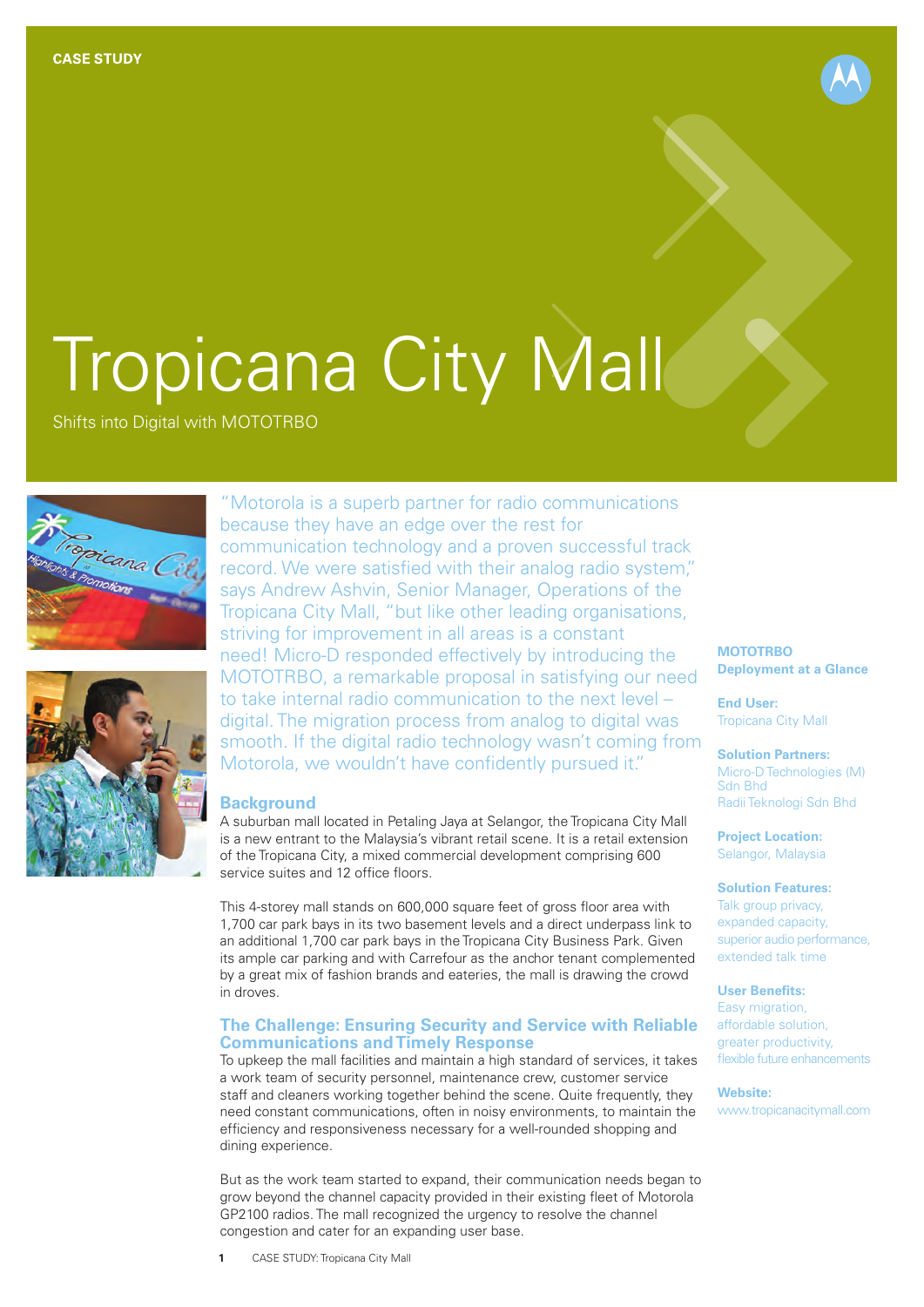CASE STUDY

# Tropicana City Mall

Shifts into Digital with MOTOTRBO

"Motorola is a superb partner for radio communications because they have an edge over the rest for communication technology and a proven successful track record. We were satisfied with their analog radio system," says Andrew Ashvin, Senior Manager, Operations of the Tropicana City Mall, "but like other leading organisations, striving for improvement in all areas is a constant need! Micro-D responded effectively by introducing the MOTOTRBO, a remarkable proposal in satisfying our need to take internal radio communication to the next level – digital. The migration process from analog to digital was smooth. If the digital radio technology wasn't coming from Motorola, we wouldn't have confidently pursued it."

## Background

A suburban mall located in Petaling Jaya at Selangor, the Tropicana City Mall is a new entrant to the Malaysia's vibrant retail scene. It is a retail extension of the Tropicana City, a mixed commercial development comprising 600 service suites and 12 office floors.

This 4-storey mall stands on 600,000 square feet of gross floor area with 1,700 car park bays in its two basement levels and a direct underpass link to an additional 1,700 car park bays in the Tropicana City Business Park. Given its ample car parking and with Carrefour as the anchor tenant complemented by a great mix of fashion brands and eateries, the mall is drawing the crowd in droves.

## The Challenge: Ensuring Security and Service with Reliable Communications and Timely Response

To upkeep the mall facilities and maintain a high standard of services, it takes a work team of security personnel, maintenance crew, customer service staff and cleaners working together behind the scene. Quite frequently, they need constant communications, often in noisy environments, to maintain the efficiency and responsiveness necessary for a well-rounded shopping and dining experience.

But as the work team started to expand, their communication needs began to grow beyond the channel capacity provided in their existing fleet of Motorola GP2100 radios. The mall recognized the urgency to resolve the channel congestion and cater for an expanding user base.

### MOTOTRBO Deployment at a Glance

**End User:**
Tropicana City Mall

**Solution Partners:**
Micro-D Technologies (M) Sdn Bhd
Radii Teknologi Sdn Bhd

**Project Location:**
Selangor, Malaysia

**Solution Features:**
Talk group privacy, expanded capacity, superior audio performance, extended talk time

**User Benefits:**
Easy migration, affordable solution, greater productivity, flexible future enhancements

**Website:**
www.tropicanacitymall.com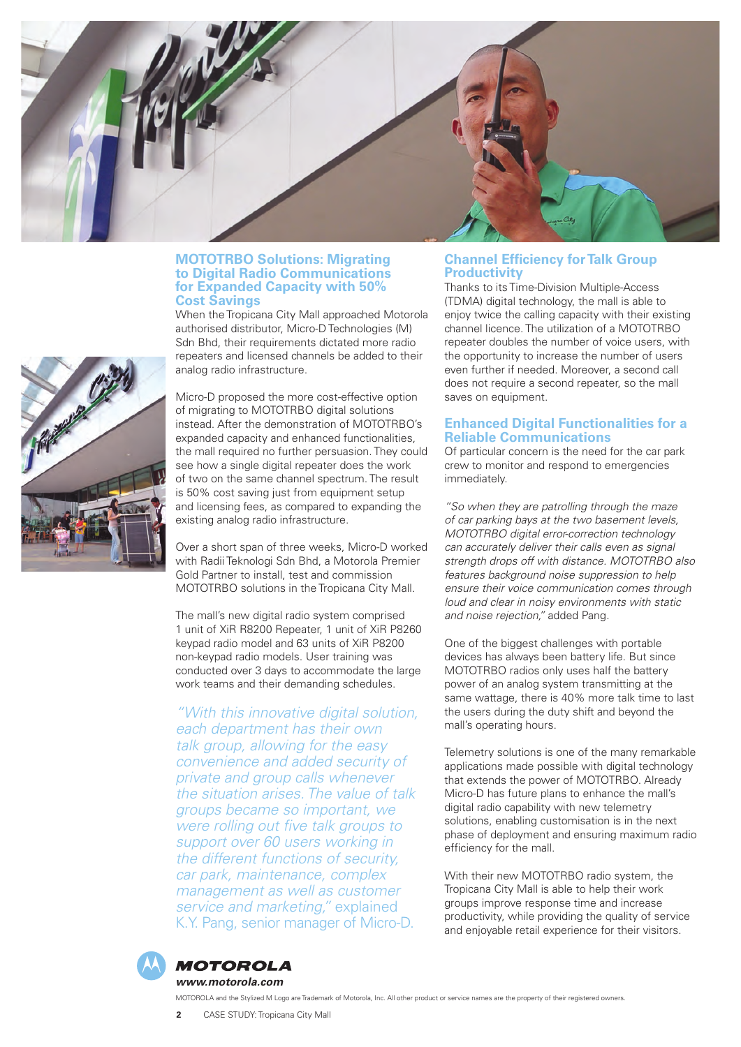## MOTOTRBO Solutions: Migrating to Digital Radio Communications for Expanded Capacity with 50% Cost Savings

When the Tropicana City Mall approached Motorola authorised distributor, Micro-D Technologies (M) Sdn Bhd, their requirements dictated more radio repeaters and licensed channels be added to their analog radio infrastructure.

Micro-D proposed the more cost-effective option of migrating to MOTOTRBO digital solutions instead. After the demonstration of MOTOTRBO's expanded capacity and enhanced functionalities, the mall required no further persuasion. They could see how a single digital repeater does the work of two on the same channel spectrum. The result is 50% cost saving just from equipment setup and licensing fees, as compared to expanding the existing analog radio infrastructure.

Over a short span of three weeks, Micro-D worked with Radii Teknologi Sdn Bhd, a Motorola Premier Gold Partner to install, test and commission MOTOTRBO solutions in the Tropicana City Mall.

The mall's new digital radio system comprised 1 unit of XiR R8200 Repeater, 1 unit of XiR P8260 keypad radio model and 63 units of XiR P8200 non-keypad radio models. User training was conducted over 3 days to accommodate the large work teams and their demanding schedules.

*"With this innovative digital solution, each department has their own talk group, allowing for the easy convenience and added security of private and group calls whenever the situation arises. The value of talk groups became so important, we were rolling out five talk groups to support over 60 users working in the different functions of security, car park, maintenance, complex management as well as customer service and marketing,"* explained K.Y. Pang, senior manager of Micro-D.

## Channel Efficiency for Talk Group Productivity

Thanks to its Time-Division Multiple-Access (TDMA) digital technology, the mall is able to enjoy twice the calling capacity with their existing channel licence. The utilization of a MOTOTRBO repeater doubles the number of voice users, with the opportunity to increase the number of users even further if needed. Moreover, a second call does not require a second repeater, so the mall saves on equipment.

## Enhanced Digital Functionalities for a Reliable Communications

Of particular concern is the need for the car park crew to monitor and respond to emergencies immediately.

*"So when they are patrolling through the maze of car parking bays at the two basement levels, MOTOTRBO digital error-correction technology can accurately deliver their calls even as signal strength drops off with distance. MOTOTRBO also features background noise suppression to help ensure their voice communication comes through loud and clear in noisy environments with static and noise rejection,"* added Pang.

One of the biggest challenges with portable devices has always been battery life. But since MOTOTRBO radios only uses half the battery power of an analog system transmitting at the same wattage, there is 40% more talk time to last the users during the duty shift and beyond the mall's operating hours.

Telemetry solutions is one of the many remarkable applications made possible with digital technology that extends the power of MOTOTRBO. Already Micro-D has future plans to enhance the mall's digital radio capability with new telemetry solutions, enabling customisation is in the next phase of deployment and ensuring maximum radio efficiency for the mall.

With their new MOTOTRBO radio system, the Tropicana City Mall is able to help their work groups improve response time and increase productivity, while providing the quality of service and enjoyable retail experience for their visitors.

**MOTOROLA**
**www.motorola.com**

MOTOROLA and the Stylized M Logo are Trademark of Motorola, Inc. All other product or service names are the property of their registered owners.